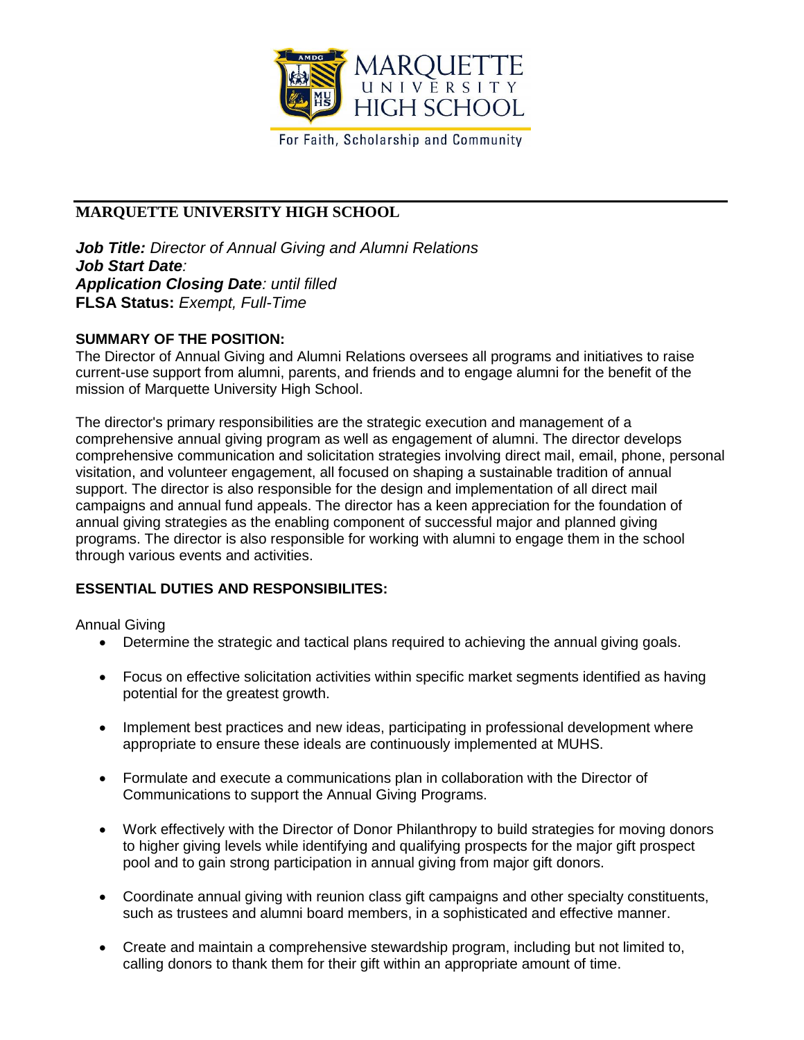MARQUETTE UNIVERSITY HIGH SCHOOL

For Faith, Scholarship and Community

## MARQUETTE UNIVERSITY HIGH SCHOOL

***Job Title:*** *Director of Annual Giving and Alumni Relations*
***Job Start Date****:*
***Application Closing Date****: until filled*
**FLSA Status:** *Exempt, Full-Time*

**SUMMARY OF THE POSITION:**

The Director of Annual Giving and Alumni Relations oversees all programs and initiatives to raise current-use support from alumni, parents, and friends and to engage alumni for the benefit of the mission of Marquette University High School.

The director's primary responsibilities are the strategic execution and management of a comprehensive annual giving program as well as engagement of alumni. The director develops comprehensive communication and solicitation strategies involving direct mail, email, phone, personal visitation, and volunteer engagement, all focused on shaping a sustainable tradition of annual support. The director is also responsible for the design and implementation of all direct mail campaigns and annual fund appeals. The director has a keen appreciation for the foundation of annual giving strategies as the enabling component of successful major and planned giving programs. The director is also responsible for working with alumni to engage them in the school through various events and activities.

**ESSENTIAL DUTIES AND RESPONSIBILITES:**

Annual Giving

- Determine the strategic and tactical plans required to achieving the annual giving goals.
- Focus on effective solicitation activities within specific market segments identified as having potential for the greatest growth.
- Implement best practices and new ideas, participating in professional development where appropriate to ensure these ideals are continuously implemented at MUHS.
- Formulate and execute a communications plan in collaboration with the Director of Communications to support the Annual Giving Programs.
- Work effectively with the Director of Donor Philanthropy to build strategies for moving donors to higher giving levels while identifying and qualifying prospects for the major gift prospect pool and to gain strong participation in annual giving from major gift donors.
- Coordinate annual giving with reunion class gift campaigns and other specialty constituents, such as trustees and alumni board members, in a sophisticated and effective manner.
- Create and maintain a comprehensive stewardship program, including but not limited to, calling donors to thank them for their gift within an appropriate amount of time.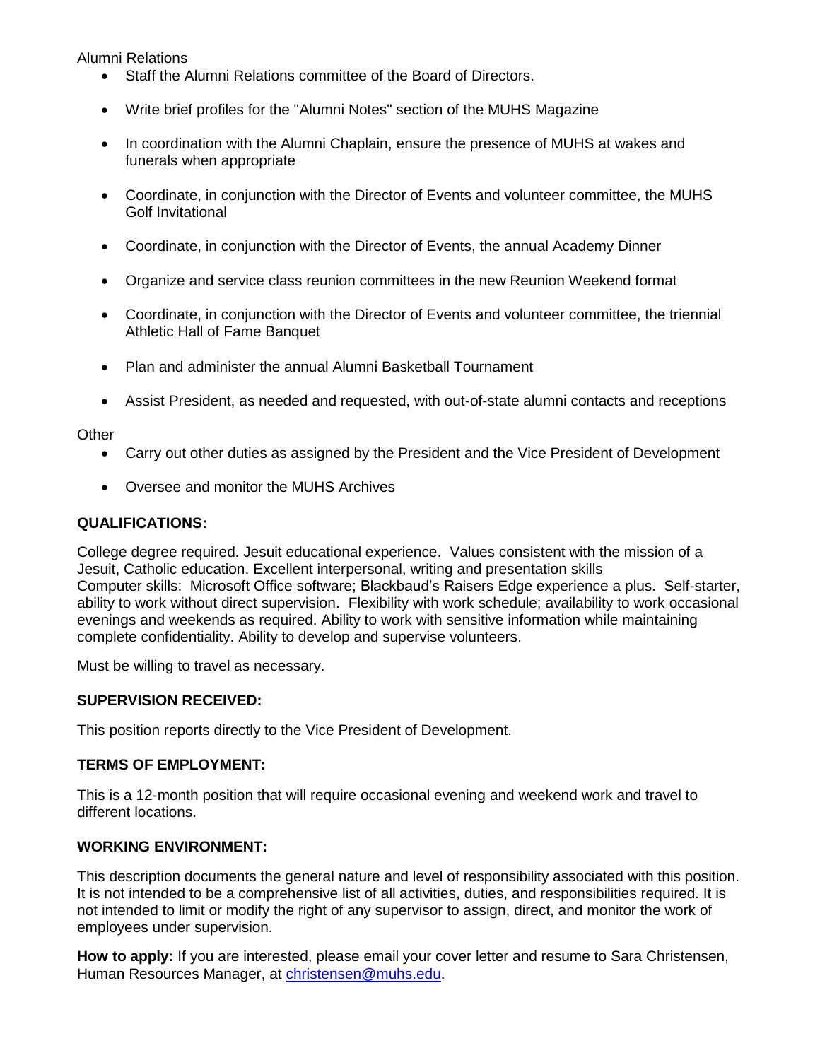Alumni Relations

- Staff the Alumni Relations committee of the Board of Directors.
- Write brief profiles for the "Alumni Notes" section of the MUHS Magazine
- In coordination with the Alumni Chaplain, ensure the presence of MUHS at wakes and funerals when appropriate
- Coordinate, in conjunction with the Director of Events and volunteer committee, the MUHS Golf Invitational
- Coordinate, in conjunction with the Director of Events, the annual Academy Dinner
- Organize and service class reunion committees in the new Reunion Weekend format
- Coordinate, in conjunction with the Director of Events and volunteer committee, the triennial Athletic Hall of Fame Banquet
- Plan and administer the annual Alumni Basketball Tournament
- Assist President, as needed and requested, with out-of-state alumni contacts and receptions

Other

- Carry out other duties as assigned by the President and the Vice President of Development
- Oversee and monitor the MUHS Archives

**QUALIFICATIONS:**

College degree required. Jesuit educational experience. Values consistent with the mission of a Jesuit, Catholic education. Excellent interpersonal, writing and presentation skills
Computer skills: Microsoft Office software; Blackbaud's Raisers Edge experience a plus. Self-starter, ability to work without direct supervision. Flexibility with work schedule; availability to work occasional evenings and weekends as required. Ability to work with sensitive information while maintaining complete confidentiality. Ability to develop and supervise volunteers.

Must be willing to travel as necessary.

**SUPERVISION RECEIVED:**

This position reports directly to the Vice President of Development.

**TERMS OF EMPLOYMENT:**

This is a 12-month position that will require occasional evening and weekend work and travel to different locations.

**WORKING ENVIRONMENT:**

This description documents the general nature and level of responsibility associated with this position. It is not intended to be a comprehensive list of all activities, duties, and responsibilities required. It is not intended to limit or modify the right of any supervisor to assign, direct, and monitor the work of employees under supervision.

**How to apply:** If you are interested, please email your cover letter and resume to Sara Christensen, Human Resources Manager, at christensen@muhs.edu.